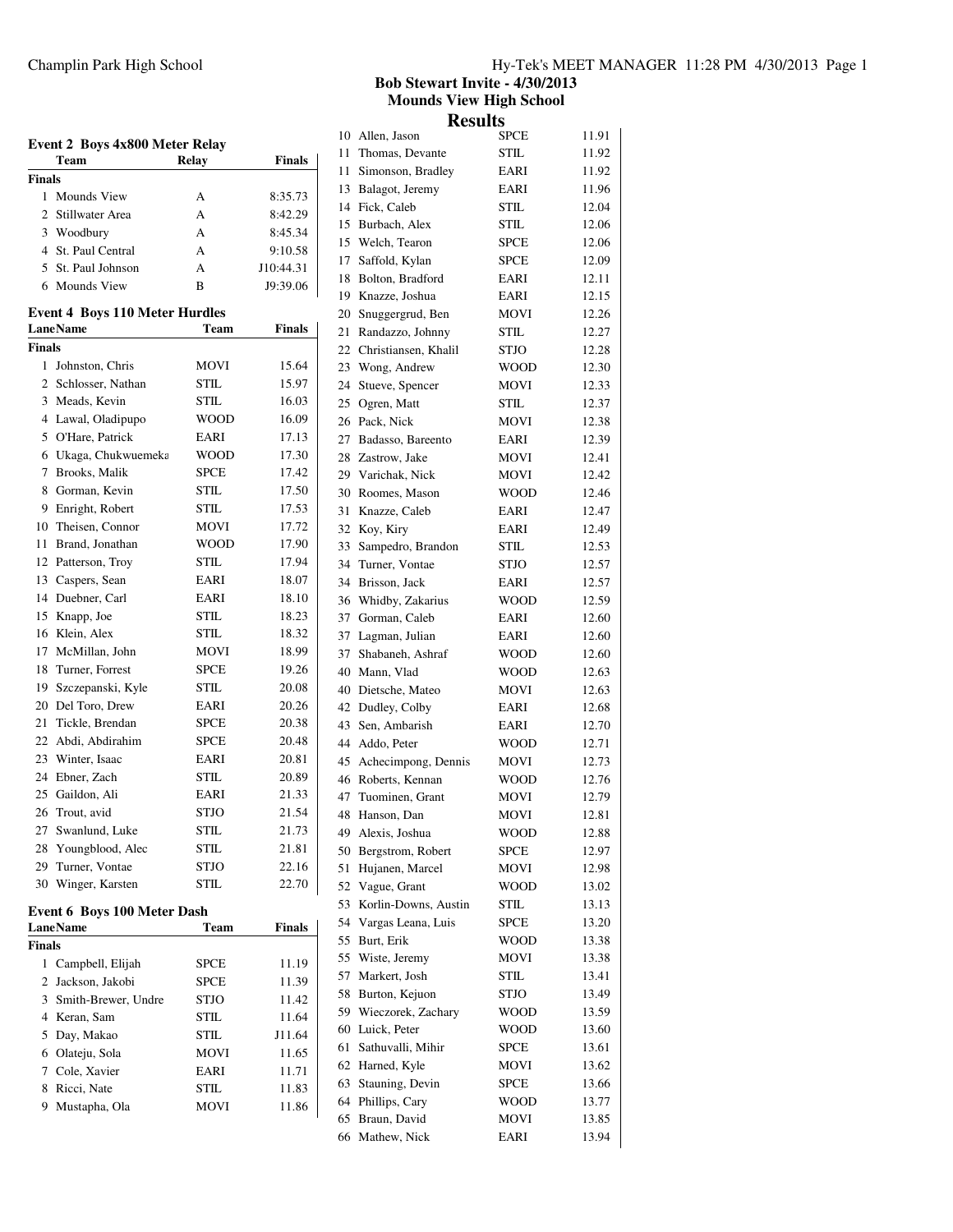# Bob Stewart Invite - 4/30/2013
## Mounds View High School
## Results

### Event 2 Boys 4x800 Meter Relay

| | Team | Relay | Finals |
|---|---|---|---|
| **Finals** | | | |
| 1 | Mounds View | A | 8:35.73 |
| 2 | Stillwater Area | A | 8:42.29 |
| 3 | Woodbury | A | 8:45.34 |
| 4 | St. Paul Central | A | 9:10.58 |
| 5 | St. Paul Johnson | A | J10:44.31 |
| 6 | Mounds View | B | J9:39.06 |

### Event 4 Boys 110 Meter Hurdles

| Lane | Name | Team | Finals |
|---|---|---|---|
| **Finals** | | | |
| 1 | Johnston, Chris | MOVI | 15.64 |
| 2 | Schlosser, Nathan | STIL | 15.97 |
| 3 | Meads, Kevin | STIL | 16.03 |
| 4 | Lawal, Oladipupo | WOOD | 16.09 |
| 5 | O'Hare, Patrick | EARI | 17.13 |
| 6 | Ukaga, Chukwuemeka | WOOD | 17.30 |
| 7 | Brooks, Malik | SPCE | 17.42 |
| 8 | Gorman, Kevin | STIL | 17.50 |
| 9 | Enright, Robert | STIL | 17.53 |
| 10 | Theisen, Connor | MOVI | 17.72 |
| 11 | Brand, Jonathan | WOOD | 17.90 |
| 12 | Patterson, Troy | STIL | 17.94 |
| 13 | Caspers, Sean | EARI | 18.07 |
| 14 | Duebner, Carl | EARI | 18.10 |
| 15 | Knapp, Joe | STIL | 18.23 |
| 16 | Klein, Alex | STIL | 18.32 |
| 17 | McMillan, John | MOVI | 18.99 |
| 18 | Turner, Forrest | SPCE | 19.26 |
| 19 | Szczepanski, Kyle | STIL | 20.08 |
| 20 | Del Toro, Drew | EARI | 20.26 |
| 21 | Tickle, Brendan | SPCE | 20.38 |
| 22 | Abdi, Abdirahim | SPCE | 20.48 |
| 23 | Winter, Isaac | EARI | 20.81 |
| 24 | Ebner, Zach | STIL | 20.89 |
| 25 | Gaildon, Ali | EARI | 21.33 |
| 26 | Trout, avid | STJO | 21.54 |
| 27 | Swanlund, Luke | STIL | 21.73 |
| 28 | Youngblood, Alec | STIL | 21.81 |
| 29 | Turner, Vontae | STJO | 22.16 |
| 30 | Winger, Karsten | STIL | 22.70 |

### Event 6 Boys 100 Meter Dash

| Lane | Name | Team | Finals |
|---|---|---|---|
| **Finals** | | | |
| 1 | Campbell, Elijah | SPCE | 11.19 |
| 2 | Jackson, Jakobi | SPCE | 11.39 |
| 3 | Smith-Brewer, Undre | STJO | 11.42 |
| 4 | Keran, Sam | STIL | 11.64 |
| 5 | Day, Makao | STIL | J11.64 |
| 6 | Olateju, Sola | MOVI | 11.65 |
| 7 | Cole, Xavier | EARI | 11.71 |
| 8 | Ricci, Nate | STIL | 11.83 |
| 9 | Mustapha, Ola | MOVI | 11.86 |
| 10 | Allen, Jason | SPCE | 11.91 |
| 11 | Thomas, Devante | STIL | 11.92 |
| 11 | Simonson, Bradley | EARI | 11.92 |
| 13 | Balagot, Jeremy | EARI | 11.96 |
| 14 | Fick, Caleb | STIL | 12.04 |
| 15 | Burbach, Alex | STIL | 12.06 |
| 15 | Welch, Tearon | SPCE | 12.06 |
| 17 | Saffold, Kylan | SPCE | 12.09 |
| 18 | Bolton, Bradford | EARI | 12.11 |
| 19 | Knazze, Joshua | EARI | 12.15 |
| 20 | Snuggergrud, Ben | MOVI | 12.26 |
| 21 | Randazzo, Johnny | STIL | 12.27 |
| 22 | Christiansen, Khalil | STJO | 12.28 |
| 23 | Wong, Andrew | WOOD | 12.30 |
| 24 | Stueve, Spencer | MOVI | 12.33 |
| 25 | Ogren, Matt | STIL | 12.37 |
| 26 | Pack, Nick | MOVI | 12.38 |
| 27 | Badasso, Bareento | EARI | 12.39 |
| 28 | Zastrow, Jake | MOVI | 12.41 |
| 29 | Varichak, Nick | MOVI | 12.42 |
| 30 | Roomes, Mason | WOOD | 12.46 |
| 31 | Knazze, Caleb | EARI | 12.47 |
| 32 | Koy, Kiry | EARI | 12.49 |
| 33 | Sampedro, Brandon | STIL | 12.53 |
| 34 | Turner, Vontae | STJO | 12.57 |
| 34 | Brisson, Jack | EARI | 12.57 |
| 36 | Whidby, Zakarius | WOOD | 12.59 |
| 37 | Gorman, Caleb | EARI | 12.60 |
| 37 | Lagman, Julian | EARI | 12.60 |
| 37 | Shabaneh, Ashraf | WOOD | 12.60 |
| 40 | Mann, Vlad | WOOD | 12.63 |
| 40 | Dietsche, Mateo | MOVI | 12.63 |
| 42 | Dudley, Colby | EARI | 12.68 |
| 43 | Sen, Ambarish | EARI | 12.70 |
| 44 | Addo, Peter | WOOD | 12.71 |
| 45 | Achecimpong, Dennis | MOVI | 12.73 |
| 46 | Roberts, Kennan | WOOD | 12.76 |
| 47 | Tuominen, Grant | MOVI | 12.79 |
| 48 | Hanson, Dan | MOVI | 12.81 |
| 49 | Alexis, Joshua | WOOD | 12.88 |
| 50 | Bergstrom, Robert | SPCE | 12.97 |
| 51 | Hujanen, Marcel | MOVI | 12.98 |
| 52 | Vague, Grant | WOOD | 13.02 |
| 53 | Korlin-Downs, Austin | STIL | 13.13 |
| 54 | Vargas Leana, Luis | SPCE | 13.20 |
| 55 | Burt, Erik | WOOD | 13.38 |
| 55 | Wiste, Jeremy | MOVI | 13.38 |
| 57 | Markert, Josh | STIL | 13.41 |
| 58 | Burton, Kejuon | STJO | 13.49 |
| 59 | Wieczorek, Zachary | WOOD | 13.59 |
| 60 | Luick, Peter | WOOD | 13.60 |
| 61 | Sathuvalli, Mihir | SPCE | 13.61 |
| 62 | Harned, Kyle | MOVI | 13.62 |
| 63 | Stauning, Devin | SPCE | 13.66 |
| 64 | Phillips, Cary | WOOD | 13.77 |
| 65 | Braun, David | MOVI | 13.85 |
| 66 | Mathew, Nick | EARI | 13.94 |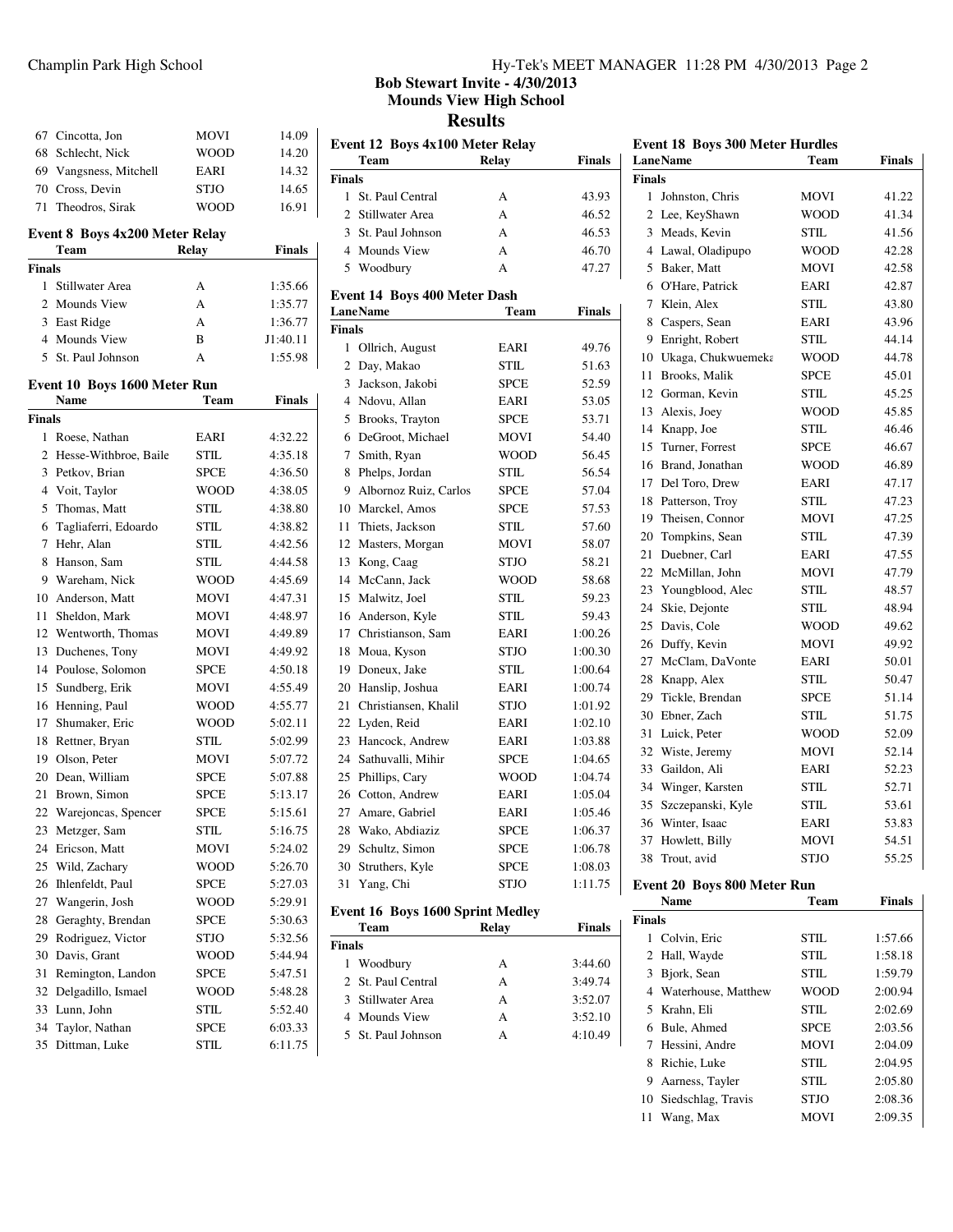# Bob Stewart Invite - 4/30/2013

## Mounds View High School

## Results

| | Name | Team | Finals |
|---|---|---|---|
| 67 | Cincotta, Jon | MOVI | 14.09 |
| 68 | Schlecht, Nick | WOOD | 14.20 |
| 69 | Vangsness, Mitchell | EARI | 14.32 |
| 70 | Cross, Devin | STJO | 14.65 |
| 71 | Theodros, Sirak | WOOD | 16.91 |

### Event 8 Boys 4x200 Meter Relay

| | Team | Relay | Finals |
|---|---|---|---|
| **Finals** | | | |
| 1 | Stillwater Area | A | 1:35.66 |
| 2 | Mounds View | A | 1:35.77 |
| 3 | East Ridge | A | 1:36.77 |
| 4 | Mounds View | B | J1:40.11 |
| 5 | St. Paul Johnson | A | 1:55.98 |

### Event 10 Boys 1600 Meter Run

| | Name | Team | Finals |
|---|---|---|---|
| **Finals** | | | |
| 1 | Roese, Nathan | EARI | 4:32.22 |
| 2 | Hesse-Withbroe, Baile | STIL | 4:35.18 |
| 3 | Petkov, Brian | SPCE | 4:36.50 |
| 4 | Voit, Taylor | WOOD | 4:38.05 |
| 5 | Thomas, Matt | STIL | 4:38.80 |
| 6 | Tagliaferri, Edoardo | STIL | 4:38.82 |
| 7 | Hehr, Alan | STIL | 4:42.56 |
| 8 | Hanson, Sam | STIL | 4:44.58 |
| 9 | Wareham, Nick | WOOD | 4:45.69 |
| 10 | Anderson, Matt | MOVI | 4:47.31 |
| 11 | Sheldon, Mark | MOVI | 4:48.97 |
| 12 | Wentworth, Thomas | MOVI | 4:49.89 |
| 13 | Duchenes, Tony | MOVI | 4:49.92 |
| 14 | Poulose, Solomon | SPCE | 4:50.18 |
| 15 | Sundberg, Erik | MOVI | 4:55.49 |
| 16 | Henning, Paul | WOOD | 4:55.77 |
| 17 | Shumaker, Eric | WOOD | 5:02.11 |
| 18 | Rettner, Bryan | STIL | 5:02.99 |
| 19 | Olson, Peter | MOVI | 5:07.72 |
| 20 | Dean, William | SPCE | 5:07.88 |
| 21 | Brown, Simon | SPCE | 5:13.17 |
| 22 | Warejoncas, Spencer | SPCE | 5:15.61 |
| 23 | Metzger, Sam | STIL | 5:16.75 |
| 24 | Ericson, Matt | MOVI | 5:24.02 |
| 25 | Wild, Zachary | WOOD | 5:26.70 |
| 26 | Ihlenfeldt, Paul | SPCE | 5:27.03 |
| 27 | Wangerin, Josh | WOOD | 5:29.91 |
| 28 | Geraghty, Brendan | SPCE | 5:30.63 |
| 29 | Rodriguez, Victor | STJO | 5:32.56 |
| 30 | Davis, Grant | WOOD | 5:44.94 |
| 31 | Remington, Landon | SPCE | 5:47.51 |
| 32 | Delgadillo, Ismael | WOOD | 5:48.28 |
| 33 | Lunn, John | STIL | 5:52.40 |
| 34 | Taylor, Nathan | SPCE | 6:03.33 |
| 35 | Dittman, Luke | STIL | 6:11.75 |

### Event 12 Boys 4x100 Meter Relay

| | Team | Relay | Finals |
|---|---|---|---|
| **Finals** | | | |
| 1 | St. Paul Central | A | 43.93 |
| 2 | Stillwater Area | A | 46.52 |
| 3 | St. Paul Johnson | A | 46.53 |
| 4 | Mounds View | A | 46.70 |
| 5 | Woodbury | A | 47.27 |

### Event 14 Boys 400 Meter Dash

| Lane | Name | Team | Finals |
|---|---|---|---|
| **Finals** | | | |
| 1 | Ollrich, August | EARI | 49.76 |
| 2 | Day, Makao | STIL | 51.63 |
| 3 | Jackson, Jakobi | SPCE | 52.59 |
| 4 | Ndovu, Allan | EARI | 53.05 |
| 5 | Brooks, Trayton | SPCE | 53.71 |
| 6 | DeGroot, Michael | MOVI | 54.40 |
| 7 | Smith, Ryan | WOOD | 56.45 |
| 8 | Phelps, Jordan | STIL | 56.54 |
| 9 | Albornoz Ruiz, Carlos | SPCE | 57.04 |
| 10 | Marckel, Amos | SPCE | 57.53 |
| 11 | Thiets, Jackson | STIL | 57.60 |
| 12 | Masters, Morgan | MOVI | 58.07 |
| 13 | Kong, Caag | STJO | 58.21 |
| 14 | McCann, Jack | WOOD | 58.68 |
| 15 | Malwitz, Joel | STIL | 59.23 |
| 16 | Anderson, Kyle | STIL | 59.43 |
| 17 | Christianson, Sam | EARI | 1:00.26 |
| 18 | Moua, Kyson | STJO | 1:00.30 |
| 19 | Doneux, Jake | STIL | 1:00.64 |
| 20 | Hanslip, Joshua | EARI | 1:00.74 |
| 21 | Christiansen, Khalil | STJO | 1:01.92 |
| 22 | Lyden, Reid | EARI | 1:02.10 |
| 23 | Hancock, Andrew | EARI | 1:03.88 |
| 24 | Sathuvalli, Mihir | SPCE | 1:04.65 |
| 25 | Phillips, Cary | WOOD | 1:04.74 |
| 26 | Cotton, Andrew | EARI | 1:05.04 |
| 27 | Amare, Gabriel | EARI | 1:05.46 |
| 28 | Wako, Abdiaziz | SPCE | 1:06.37 |
| 29 | Schultz, Simon | SPCE | 1:06.78 |
| 30 | Struthers, Kyle | SPCE | 1:08.03 |
| 31 | Yang, Chi | STJO | 1:11.75 |

### Event 16 Boys 1600 Sprint Medley

| | Team | Relay | Finals |
|---|---|---|---|
| **Finals** | | | |
| 1 | Woodbury | A | 3:44.60 |
| 2 | St. Paul Central | A | 3:49.74 |
| 3 | Stillwater Area | A | 3:52.07 |
| 4 | Mounds View | A | 3:52.10 |
| 5 | St. Paul Johnson | A | 4:10.49 |

### Event 18 Boys 300 Meter Hurdles

| Lane | Name | Team | Finals |
|---|---|---|---|
| **Finals** | | | |
| 1 | Johnston, Chris | MOVI | 41.22 |
| 2 | Lee, KeyShawn | WOOD | 41.34 |
| 3 | Meads, Kevin | STIL | 41.56 |
| 4 | Lawal, Oladipupo | WOOD | 42.28 |
| 5 | Baker, Matt | MOVI | 42.58 |
| 6 | O'Hare, Patrick | EARI | 42.87 |
| 7 | Klein, Alex | STIL | 43.80 |
| 8 | Caspers, Sean | EARI | 43.96 |
| 9 | Enright, Robert | STIL | 44.14 |
| 10 | Ukaga, Chukwuemeka | WOOD | 44.78 |
| 11 | Brooks, Malik | SPCE | 45.01 |
| 12 | Gorman, Kevin | STIL | 45.25 |
| 13 | Alexis, Joey | WOOD | 45.85 |
| 14 | Knapp, Joe | STIL | 46.46 |
| 15 | Turner, Forrest | SPCE | 46.67 |
| 16 | Brand, Jonathan | WOOD | 46.89 |
| 17 | Del Toro, Drew | EARI | 47.17 |
| 18 | Patterson, Troy | STIL | 47.23 |
| 19 | Theisen, Connor | MOVI | 47.25 |
| 20 | Tompkins, Sean | STIL | 47.39 |
| 21 | Duebner, Carl | EARI | 47.55 |
| 22 | McMillan, John | MOVI | 47.79 |
| 23 | Youngblood, Alec | STIL | 48.57 |
| 24 | Skie, Dejonte | STIL | 48.94 |
| 25 | Davis, Cole | WOOD | 49.62 |
| 26 | Duffy, Kevin | MOVI | 49.92 |
| 27 | McClam, DaVonte | EARI | 50.01 |
| 28 | Knapp, Alex | STIL | 50.47 |
| 29 | Tickle, Brendan | SPCE | 51.14 |
| 30 | Ebner, Zach | STIL | 51.75 |
| 31 | Luick, Peter | WOOD | 52.09 |
| 32 | Wiste, Jeremy | MOVI | 52.14 |
| 33 | Gaildon, Ali | EARI | 52.23 |
| 34 | Winger, Karsten | STIL | 52.71 |
| 35 | Szczepanski, Kyle | STIL | 53.61 |
| 36 | Winter, Isaac | EARI | 53.83 |
| 37 | Howlett, Billy | MOVI | 54.51 |
| 38 | Trout, avid | STJO | 55.25 |

### Event 20 Boys 800 Meter Run

| | Name | Team | Finals |
|---|---|---|---|
| **Finals** | | | |
| 1 | Colvin, Eric | STIL | 1:57.66 |
| 2 | Hall, Wayde | STIL | 1:58.18 |
| 3 | Bjork, Sean | STIL | 1:59.79 |
| 4 | Waterhouse, Matthew | WOOD | 2:00.94 |
| 5 | Krahn, Eli | STIL | 2:02.69 |
| 6 | Bule, Ahmed | SPCE | 2:03.56 |
| 7 | Hessini, Andre | MOVI | 2:04.09 |
| 8 | Richie, Luke | STIL | 2:04.95 |
| 9 | Aarness, Tayler | STIL | 2:05.80 |
| 10 | Siedschlag, Travis | STJO | 2:08.36 |
| 11 | Wang, Max | MOVI | 2:09.35 |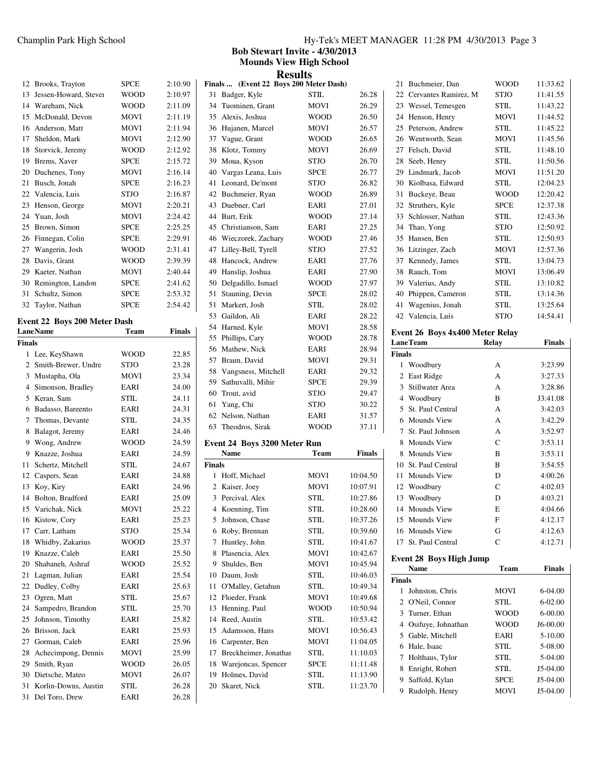# Bob Stewart Invite - 4/30/2013

## Mounds View High School

## Results

| | Name | Team | Finals |
|---|---|---|---|
| 12 | Brooks, Trayton | SPCE | 2:10.90 |
| 13 | Jessen-Howard, Stever | WOOD | 2:10.97 |
| 14 | Wareham, Nick | WOOD | 2:11.09 |
| 15 | McDonald, Devon | MOVI | 2:11.19 |
| 16 | Anderson, Matt | MOVI | 2:11.94 |
| 17 | Sheldon, Mark | MOVI | 2:12.90 |
| 18 | Storvick, Jeremy | WOOD | 2:12.92 |
| 19 | Brems, Xaver | SPCE | 2:15.72 |
| 20 | Duchenes, Tony | MOVI | 2:16.14 |
| 21 | Busch, Jonah | SPCE | 2:16.23 |
| 22 | Valencia, Luis | STJO | 2:16.87 |
| 23 | Henson, George | MOVI | 2:20.21 |
| 24 | Yuan, Josh | MOVI | 2:24.42 |
| 25 | Brown, Simon | SPCE | 2:25.25 |
| 26 | Finnegan, Colin | SPCE | 2:29.91 |
| 27 | Wangerin, Josh | WOOD | 2:31.41 |
| 28 | Davis, Grant | WOOD | 2:39.39 |
| 29 | Kaeter, Nathan | MOVI | 2:40.44 |
| 30 | Remington, Landon | SPCE | 2:41.62 |
| 31 | Schultz, Simon | SPCE | 2:53.32 |
| 32 | Taylor, Nathan | SPCE | 2:54.42 |

### Event 22 Boys 200 Meter Dash

| Lane | Name | Team | Finals |
|---|---|---|---|
| **Finals** | | | |
| 1 | Lee, KeyShawn | WOOD | 22.85 |
| 2 | Smith-Brewer, Undre | STJO | 23.28 |
| 3 | Mustapha, Ola | MOVI | 23.34 |
| 4 | Simonson, Bradley | EARI | 24.00 |
| 5 | Keran, Sam | STIL | 24.11 |
| 6 | Badasso, Bareento | EARI | 24.31 |
| 7 | Thomas, Devante | STIL | 24.35 |
| 8 | Balagot, Jeremy | EARI | 24.46 |
| 9 | Wong, Andrew | WOOD | 24.59 |
| 9 | Knazze, Joshua | EARI | 24.59 |
| 11 | Schertz, Mitchell | STIL | 24.67 |
| 12 | Caspers, Sean | EARI | 24.88 |
| 13 | Koy, Kiry | EARI | 24.96 |
| 14 | Bolton, Bradford | EARI | 25.09 |
| 15 | Varichak, Nick | MOVI | 25.22 |
| 16 | Kistow, Cory | EARI | 25.23 |
| 17 | Carr, Latham | STJO | 25.34 |
| 18 | Whidby, Zakarius | WOOD | 25.37 |
| 19 | Knazze, Caleb | EARI | 25.50 |
| 20 | Shabaneh, Ashraf | WOOD | 25.52 |
| 21 | Lagman, Julian | EARI | 25.54 |
| 22 | Dudley, Colby | EARI | 25.63 |
| 23 | Ogren, Matt | STIL | 25.67 |
| 24 | Sampedro, Brandon | STIL | 25.70 |
| 25 | Johnson, Timothy | EARI | 25.82 |
| 26 | Brisson, Jack | EARI | 25.93 |
| 27 | Gorman, Caleb | EARI | 25.96 |
| 28 | Achecimpong, Dennis | MOVI | 25.99 |
| 29 | Smith, Ryan | WOOD | 26.05 |
| 30 | Dietsche, Mateo | MOVI | 26.07 |
| 31 | Korlin-Downs, Austin | STIL | 26.28 |
| 31 | Del Toro, Drew | EARI | 26.28 |
| 31 | Badger, Kyle | STIL | 26.28 |
| 34 | Tuominen, Grant | MOVI | 26.29 |
| 35 | Alexis, Joshua | WOOD | 26.50 |
| 36 | Hujanen, Marcel | MOVI | 26.57 |
| 37 | Vague, Grant | WOOD | 26.65 |
| 38 | Klotz, Tommy | MOVI | 26.69 |
| 39 | Moua, Kyson | STJO | 26.70 |
| 40 | Vargas Leana, Luis | SPCE | 26.77 |
| 41 | Leonard, De'mont | STJO | 26.82 |
| 42 | Buchmeier, Ryan | WOOD | 26.89 |
| 43 | Duebner, Carl | EARI | 27.01 |
| 44 | Burt, Erik | WOOD | 27.14 |
| 45 | Christianson, Sam | EARI | 27.25 |
| 46 | Wieczorek, Zachary | WOOD | 27.46 |
| 47 | Lilley-Bell, Tyrell | STJO | 27.52 |
| 48 | Hancock, Andrew | EARI | 27.76 |
| 49 | Hanslip, Joshua | EARI | 27.90 |
| 50 | Delgadillo, Ismael | WOOD | 27.97 |
| 51 | Stauning, Devin | SPCE | 28.02 |
| 51 | Markert, Josh | STIL | 28.02 |
| 53 | Gaildon, Ali | EARI | 28.22 |
| 54 | Harned, Kyle | MOVI | 28.58 |
| 55 | Phillips, Cary | WOOD | 28.78 |
| 56 | Mathew, Nick | EARI | 28.94 |
| 57 | Braun, David | MOVI | 29.31 |
| 58 | Vangsness, Mitchell | EARI | 29.32 |
| 59 | Sathuvalli, Mihir | SPCE | 29.39 |
| 60 | Trout, avid | STJO | 29.47 |
| 61 | Yang, Chi | STJO | 30.22 |
| 62 | Nelson, Nathan | EARI | 31.57 |
| 63 | Theodros, Sirak | WOOD | 37.11 |

### Event 24 Boys 3200 Meter Run

| | Name | Team | Finals |
|---|---|---|---|
| **Finals** | | | |
| 1 | Hoff, Michael | MOVI | 10:04.50 |
| 2 | Kaiser, Joey | MOVI | 10:07.91 |
| 3 | Percival, Alex | STIL | 10:27.86 |
| 4 | Koenning, Tim | STIL | 10:28.60 |
| 5 | Johnson, Chase | STIL | 10:37.26 |
| 6 | Roby, Brennan | STIL | 10:39.60 |
| 7 | Huntley, John | STIL | 10:41.67 |
| 8 | Plasencia, Alex | MOVI | 10:42.67 |
| 9 | Shuldes, Ben | MOVI | 10:45.94 |
| 10 | Daum, Josh | STIL | 10:46.03 |
| 11 | O'Malley, Getahun | STIL | 10:49.34 |
| 12 | Floeder, Frank | MOVI | 10:49.68 |
| 13 | Henning, Paul | WOOD | 10:50.94 |
| 14 | Reed, Austin | STIL | 10:53.42 |
| 15 | Adamsson, Hans | MOVI | 10:56.43 |
| 16 | Carpenter, Ben | MOVI | 11:04.05 |
| 17 | Breckheimer, Jonathar | STIL | 11:10.03 |
| 18 | Warejoncas, Spencer | SPCE | 11:11.48 |
| 19 | Holmes, David | STIL | 11:13.90 |
| 20 | Skaret, Nick | STIL | 11:23.70 |
| 21 | Buchmeier, Dan | WOOD | 11:33.62 |
| 22 | Cervantes Ramirez, M | STJO | 11:41.55 |
| 23 | Wessel, Temesgen | STIL | 11:43.22 |
| 24 | Henson, Henry | MOVI | 11:44.52 |
| 25 | Peterson, Andrew | STIL | 11:45.22 |
| 26 | Wentworth, Sean | MOVI | 11:45.56 |
| 27 | Felsch, David | STIL | 11:48.10 |
| 28 | Seeb, Henry | STIL | 11:50.56 |
| 29 | Lindmark, Jacob | MOVI | 11:51.20 |
| 30 | Kiolbasa, Edward | STIL | 12:04.23 |
| 31 | Buckeye, Beau | WOOD | 12:20.42 |
| 32 | Struthers, Kyle | SPCE | 12:37.38 |
| 33 | Schlosser, Nathan | STIL | 12:43.36 |
| 34 | Thao, Yong | STJO | 12:50.92 |
| 35 | Hansen, Ben | STIL | 12:50.93 |
| 36 | Litzinger, Zach | MOVI | 12:57.36 |
| 37 | Kennedy, James | STIL | 13:04.73 |
| 38 | Rauch, Tom | MOVI | 13:06.49 |
| 39 | Valerius, Andy | STIL | 13:10.82 |
| 40 | Phippen, Cameron | STIL | 13:14.36 |
| 41 | Wagenius, Jonah | STIL | 13:25.64 |
| 42 | Valencia, Luis | STJO | 14:54.41 |

### Event 26 Boys 4x400 Meter Relay

| Lane | Team | Relay | Finals |
|---|---|---|---|
| **Finals** | | | |
| 1 | Woodbury | A | 3:23.99 |
| 2 | East Ridge | A | 3:27.33 |
| 3 | Stillwater Area | A | 3:28.86 |
| 4 | Woodbury | B | J3:41.08 |
| 5 | St. Paul Central | A | 3:42.03 |
| 6 | Mounds View | A | 3:42.29 |
| 7 | St. Paul Johnson | A | 3:52.97 |
| 8 | Mounds View | C | 3:53.11 |
| 8 | Mounds View | B | 3:53.11 |
| 10 | St. Paul Central | B | 3:54.55 |
| 11 | Mounds View | D | 4:00.26 |
| 12 | Woodbury | C | 4:02.03 |
| 13 | Woodbury | D | 4:03.21 |
| 14 | Mounds View | E | 4:04.66 |
| 15 | Mounds View | F | 4:12.17 |
| 16 | Mounds View | G | 4:12.63 |
| 17 | St. Paul Central | C | 4:12.71 |

### Event 28 Boys High Jump

| | Name | Team | Finals |
|---|---|---|---|
| **Finals** | | | |
| 1 | Johnston, Chris | MOVI | 6-04.00 |
| 2 | O'Neil, Connor | STIL | 6-02.00 |
| 3 | Turner, Ethan | WOOD | 6-00.00 |
| 4 | Osifuye, Johnathan | WOOD | J6-00.00 |
| 5 | Gable, Mitchell | EARI | 5-10.00 |
| 6 | Hale, Isaac | STIL | 5-08.00 |
| 7 | Holthaus, Tylor | STIL | 5-04.00 |
| 8 | Enright, Robert | STIL | J5-04.00 |
| 9 | Saffold, Kylan | SPCE | J5-04.00 |
| 9 | Rudolph, Henry | MOVI | J5-04.00 |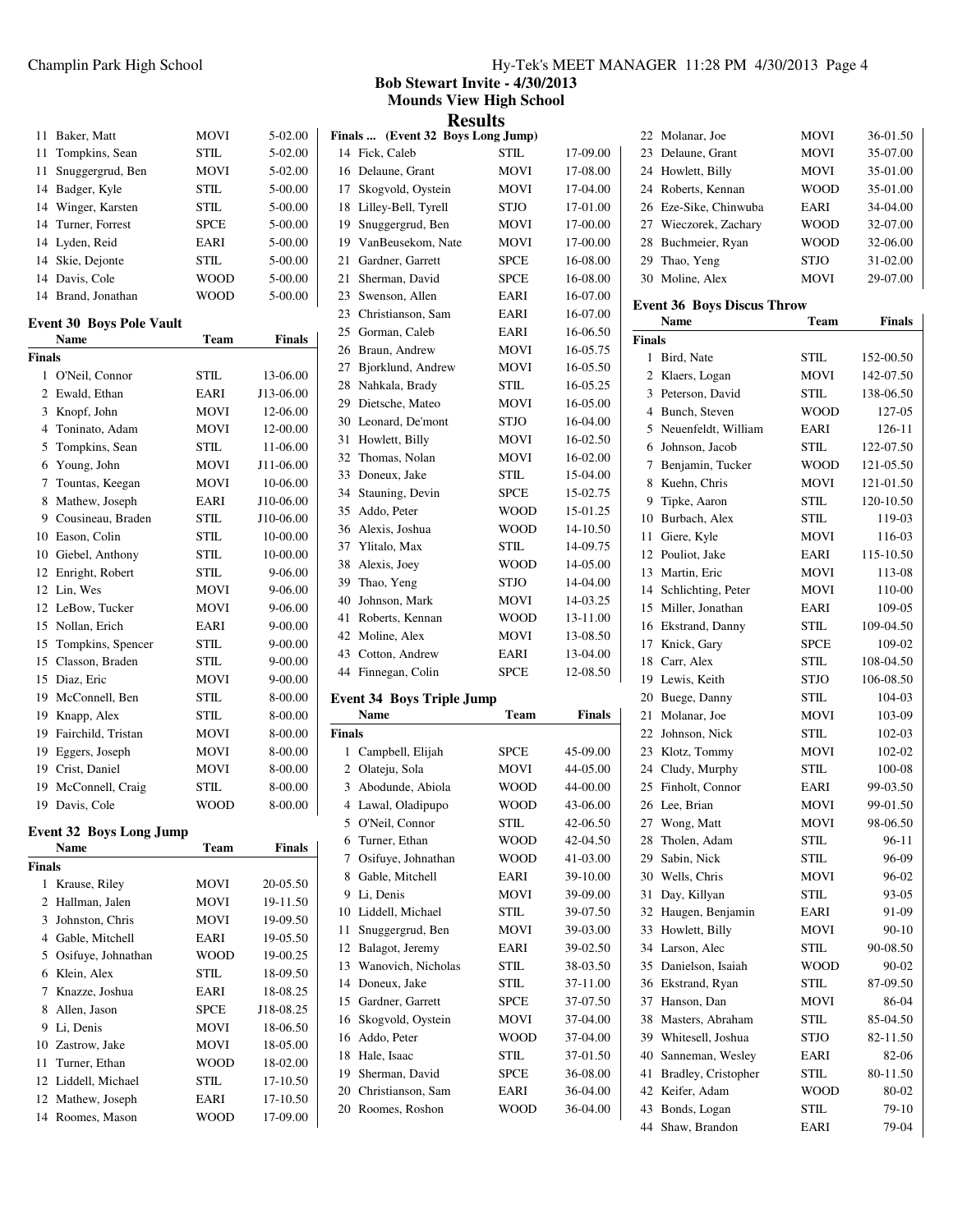## Bob Stewart Invite - 4/30/2013
## Mounds View High School
## Results

| Place | Name | Team | Finals |
|---|---|---|---|
| 11 | Baker, Matt | MOVI | 5-02.00 |
| 11 | Tompkins, Sean | STIL | 5-02.00 |
| 11 | Snuggergrud, Ben | MOVI | 5-02.00 |
| 14 | Badger, Kyle | STIL | 5-00.00 |
| 14 | Winger, Karsten | STIL | 5-00.00 |
| 14 | Turner, Forrest | SPCE | 5-00.00 |
| 14 | Lyden, Reid | EARI | 5-00.00 |
| 14 | Skie, Dejonte | STIL | 5-00.00 |
| 14 | Davis, Cole | WOOD | 5-00.00 |
| 14 | Brand, Jonathan | WOOD | 5-00.00 |

### Event 30 Boys Pole Vault

| Place | Name | Team | Finals |
|---|---|---|---|
| **Finals** | | | |
| 1 | O'Neil, Connor | STIL | 13-06.00 |
| 2 | Ewald, Ethan | EARI | J13-06.00 |
| 3 | Knopf, John | MOVI | 12-06.00 |
| 4 | Toninato, Adam | MOVI | 12-00.00 |
| 5 | Tompkins, Sean | STIL | 11-06.00 |
| 6 | Young, John | MOVI | J11-06.00 |
| 7 | Tountas, Keegan | MOVI | 10-06.00 |
| 8 | Mathew, Joseph | EARI | J10-06.00 |
| 9 | Cousineau, Braden | STIL | J10-06.00 |
| 10 | Eason, Colin | STIL | 10-00.00 |
| 10 | Giebel, Anthony | STIL | 10-00.00 |
| 12 | Enright, Robert | STIL | 9-06.00 |
| 12 | Lin, Wes | MOVI | 9-06.00 |
| 12 | LeBow, Tucker | MOVI | 9-06.00 |
| 15 | Nollan, Erich | EARI | 9-00.00 |
| 15 | Tompkins, Spencer | STIL | 9-00.00 |
| 15 | Classon, Braden | STIL | 9-00.00 |
| 15 | Diaz, Eric | MOVI | 9-00.00 |
| 19 | McConnell, Ben | STIL | 8-00.00 |
| 19 | Knapp, Alex | STIL | 8-00.00 |
| 19 | Fairchild, Tristan | MOVI | 8-00.00 |
| 19 | Eggers, Joseph | MOVI | 8-00.00 |
| 19 | Crist, Daniel | MOVI | 8-00.00 |
| 19 | McConnell, Craig | STIL | 8-00.00 |
| 19 | Davis, Cole | WOOD | 8-00.00 |

### Event 32 Boys Long Jump

| Place | Name | Team | Finals |
|---|---|---|---|
| **Finals** | | | |
| 1 | Krause, Riley | MOVI | 20-05.50 |
| 2 | Hallman, Jalen | MOVI | 19-11.50 |
| 3 | Johnston, Chris | MOVI | 19-09.50 |
| 4 | Gable, Mitchell | EARI | 19-05.50 |
| 5 | Osifuye, Johnathan | WOOD | 19-00.25 |
| 6 | Klein, Alex | STIL | 18-09.50 |
| 7 | Knazze, Joshua | EARI | 18-08.25 |
| 8 | Allen, Jason | SPCE | J18-08.25 |
| 9 | Li, Denis | MOVI | 18-06.50 |
| 10 | Zastrow, Jake | MOVI | 18-05.00 |
| 11 | Turner, Ethan | WOOD | 18-02.00 |
| 12 | Liddell, Michael | STIL | 17-10.50 |
| 12 | Mathew, Joseph | EARI | 17-10.50 |
| 14 | Roomes, Mason | WOOD | 17-09.00 |
| 14 | Fick, Caleb | STIL | 17-09.00 |
| 16 | Delaune, Grant | MOVI | 17-08.00 |
| 17 | Skogvold, Oystein | MOVI | 17-04.00 |
| 18 | Lilley-Bell, Tyrell | STJO | 17-01.00 |
| 19 | Snuggergrud, Ben | MOVI | 17-00.00 |
| 19 | VanBeusekom, Nate | MOVI | 17-00.00 |
| 21 | Gardner, Garrett | SPCE | 16-08.00 |
| 21 | Sherman, David | SPCE | 16-08.00 |
| 23 | Swenson, Allen | EARI | 16-07.00 |
| 23 | Christianson, Sam | EARI | 16-07.00 |
| 25 | Gorman, Caleb | EARI | 16-06.50 |
| 26 | Braun, Andrew | MOVI | 16-05.75 |
| 27 | Bjorklund, Andrew | MOVI | 16-05.50 |
| 28 | Nahkala, Brady | STIL | 16-05.25 |
| 29 | Dietsche, Mateo | MOVI | 16-05.00 |
| 30 | Leonard, De'mont | STJO | 16-04.00 |
| 31 | Howlett, Billy | MOVI | 16-02.50 |
| 32 | Thomas, Nolan | MOVI | 16-02.00 |
| 33 | Doneux, Jake | STIL | 15-04.00 |
| 34 | Stauning, Devin | SPCE | 15-02.75 |
| 35 | Addo, Peter | WOOD | 15-01.25 |
| 36 | Alexis, Joshua | WOOD | 14-10.50 |
| 37 | Ylitalo, Max | STIL | 14-09.75 |
| 38 | Alexis, Joey | WOOD | 14-05.00 |
| 39 | Thao, Yeng | STJO | 14-04.00 |
| 40 | Johnson, Mark | MOVI | 14-03.25 |
| 41 | Roberts, Kennan | WOOD | 13-11.00 |
| 42 | Moline, Alex | MOVI | 13-08.50 |
| 43 | Cotton, Andrew | EARI | 13-04.00 |
| 44 | Finnegan, Colin | SPCE | 12-08.50 |

### Event 34 Boys Triple Jump

| Place | Name | Team | Finals |
|---|---|---|---|
| **Finals** | | | |
| 1 | Campbell, Elijah | SPCE | 45-09.00 |
| 2 | Olateju, Sola | MOVI | 44-05.00 |
| 3 | Abodunde, Abiola | WOOD | 44-00.00 |
| 4 | Lawal, Oladipupo | WOOD | 43-06.00 |
| 5 | O'Neil, Connor | STIL | 42-06.50 |
| 6 | Turner, Ethan | WOOD | 42-04.50 |
| 7 | Osifuye, Johnathan | WOOD | 41-03.00 |
| 8 | Gable, Mitchell | EARI | 39-10.00 |
| 9 | Li, Denis | MOVI | 39-09.00 |
| 10 | Liddell, Michael | STIL | 39-07.50 |
| 11 | Snuggergrud, Ben | MOVI | 39-03.00 |
| 12 | Balagot, Jeremy | EARI | 39-02.50 |
| 13 | Wanovich, Nicholas | STIL | 38-03.50 |
| 14 | Doneux, Jake | STIL | 37-11.00 |
| 15 | Gardner, Garrett | SPCE | 37-07.50 |
| 16 | Skogvold, Oystein | MOVI | 37-04.00 |
| 16 | Addo, Peter | WOOD | 37-04.00 |
| 18 | Hale, Isaac | STIL | 37-01.50 |
| 19 | Sherman, David | SPCE | 36-08.00 |
| 20 | Christianson, Sam | EARI | 36-04.00 |
| 20 | Roomes, Roshon | WOOD | 36-04.00 |
| 22 | Molanar, Joe | MOVI | 36-01.50 |
| 23 | Delaune, Grant | MOVI | 35-07.00 |
| 24 | Howlett, Billy | MOVI | 35-01.00 |
| 24 | Roberts, Kennan | WOOD | 35-01.00 |
| 26 | Eze-Sike, Chinwuba | EARI | 34-04.00 |
| 27 | Wieczorek, Zachary | WOOD | 32-07.00 |
| 28 | Buchmeier, Ryan | WOOD | 32-06.00 |
| 29 | Thao, Yeng | STJO | 31-02.00 |
| 30 | Moline, Alex | MOVI | 29-07.00 |

### Event 36 Boys Discus Throw

| Place | Name | Team | Finals |
|---|---|---|---|
| **Finals** | | | |
| 1 | Bird, Nate | STIL | 152-00.50 |
| 2 | Klaers, Logan | MOVI | 142-07.50 |
| 3 | Peterson, David | STIL | 138-06.50 |
| 4 | Bunch, Steven | WOOD | 127-05 |
| 5 | Neuenfeldt, William | EARI | 126-11 |
| 6 | Johnson, Jacob | STIL | 122-07.50 |
| 7 | Benjamin, Tucker | WOOD | 121-05.50 |
| 8 | Kuehn, Chris | MOVI | 121-01.50 |
| 9 | Tipke, Aaron | STIL | 120-10.50 |
| 10 | Burbach, Alex | STIL | 119-03 |
| 11 | Giere, Kyle | MOVI | 116-03 |
| 12 | Pouliot, Jake | EARI | 115-10.50 |
| 13 | Martin, Eric | MOVI | 113-08 |
| 14 | Schlichting, Peter | MOVI | 110-00 |
| 15 | Miller, Jonathan | EARI | 109-05 |
| 16 | Ekstrand, Danny | STIL | 109-04.50 |
| 17 | Knick, Gary | SPCE | 109-02 |
| 18 | Carr, Alex | STIL | 108-04.50 |
| 19 | Lewis, Keith | STJO | 106-08.50 |
| 20 | Buege, Danny | STIL | 104-03 |
| 21 | Molanar, Joe | MOVI | 103-09 |
| 22 | Johnson, Nick | STIL | 102-03 |
| 23 | Klotz, Tommy | MOVI | 102-02 |
| 24 | Cludy, Murphy | STIL | 100-08 |
| 25 | Finholt, Connor | EARI | 99-03.50 |
| 26 | Lee, Brian | MOVI | 99-01.50 |
| 27 | Wong, Matt | MOVI | 98-06.50 |
| 28 | Tholen, Adam | STIL | 96-11 |
| 29 | Sabin, Nick | STIL | 96-09 |
| 30 | Wells, Chris | MOVI | 96-02 |
| 31 | Day, Killyan | STIL | 93-05 |
| 32 | Haugen, Benjamin | EARI | 91-09 |
| 33 | Howlett, Billy | MOVI | 90-10 |
| 34 | Larson, Alec | STIL | 90-08.50 |
| 35 | Danielson, Isaiah | WOOD | 90-02 |
| 36 | Ekstrand, Ryan | STIL | 87-09.50 |
| 37 | Hanson, Dan | MOVI | 86-04 |
| 38 | Masters, Abraham | STIL | 85-04.50 |
| 39 | Whitesell, Joshua | STJO | 82-11.50 |
| 40 | Sanneman, Wesley | EARI | 82-06 |
| 41 | Bradley, Cristopher | STIL | 80-11.50 |
| 42 | Keifer, Adam | WOOD | 80-02 |
| 43 | Bonds, Logan | STIL | 79-10 |
| 44 | Shaw, Brandon | EARI | 79-04 |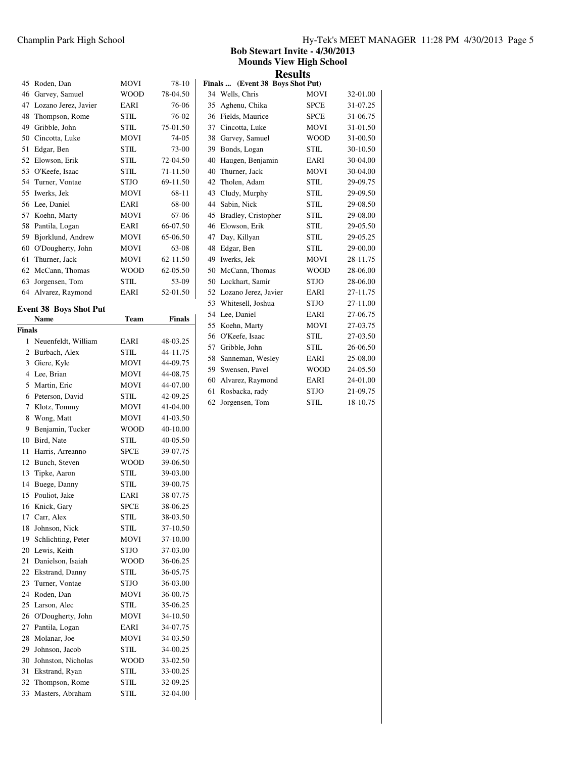# Bob Stewart Invite - 4/30/2013

## Mounds View High School

## Results

| | | | |
|---|---|---|---|
| 45 | Roden, Dan | MOVI | 78-10 |
| 46 | Garvey, Samuel | WOOD | 78-04.50 |
| 47 | Lozano Jerez, Javier | EARI | 76-06 |
| 48 | Thompson, Rome | STIL | 76-02 |
| 49 | Gribble, John | STIL | 75-01.50 |
| 50 | Cincotta, Luke | MOVI | 74-05 |
| 51 | Edgar, Ben | STIL | 73-00 |
| 52 | Elowson, Erik | STIL | 72-04.50 |
| 53 | O'Keefe, Isaac | STIL | 71-11.50 |
| 54 | Turner, Vontae | STJO | 69-11.50 |
| 55 | Iwerks, Jek | MOVI | 68-11 |
| 56 | Lee, Daniel | EARI | 68-00 |
| 57 | Koehn, Marty | MOVI | 67-06 |
| 58 | Pantila, Logan | EARI | 66-07.50 |
| 59 | Bjorklund, Andrew | MOVI | 65-06.50 |
| 60 | O'Dougherty, John | MOVI | 63-08 |
| 61 | Thurner, Jack | MOVI | 62-11.50 |
| 62 | McCann, Thomas | WOOD | 62-05.50 |
| 63 | Jorgensen, Tom | STIL | 53-09 |
| 64 | Alvarez, Raymond | EARI | 52-01.50 |

### Event 38 Boys Shot Put

| | Name | Team | Finals |
|---|---|---|---|
| **Finals** | | | |
| 1 | Neuenfeldt, William | EARI | 48-03.25 |
| 2 | Burbach, Alex | STIL | 44-11.75 |
| 3 | Giere, Kyle | MOVI | 44-09.75 |
| 4 | Lee, Brian | MOVI | 44-08.75 |
| 5 | Martin, Eric | MOVI | 44-07.00 |
| 6 | Peterson, David | STIL | 42-09.25 |
| 7 | Klotz, Tommy | MOVI | 41-04.00 |
| 8 | Wong, Matt | MOVI | 41-03.50 |
| 9 | Benjamin, Tucker | WOOD | 40-10.00 |
| 10 | Bird, Nate | STIL | 40-05.50 |
| 11 | Harris, Arreanno | SPCE | 39-07.75 |
| 12 | Bunch, Steven | WOOD | 39-06.50 |
| 13 | Tipke, Aaron | STIL | 39-03.00 |
| 14 | Buege, Danny | STIL | 39-00.75 |
| 15 | Pouliot, Jake | EARI | 38-07.75 |
| 16 | Knick, Gary | SPCE | 38-06.25 |
| 17 | Carr, Alex | STIL | 38-03.50 |
| 18 | Johnson, Nick | STIL | 37-10.50 |
| 19 | Schlichting, Peter | MOVI | 37-10.00 |
| 20 | Lewis, Keith | STJO | 37-03.00 |
| 21 | Danielson, Isaiah | WOOD | 36-06.25 |
| 22 | Ekstrand, Danny | STIL | 36-05.75 |
| 23 | Turner, Vontae | STJO | 36-03.00 |
| 24 | Roden, Dan | MOVI | 36-00.75 |
| 25 | Larson, Alec | STIL | 35-06.25 |
| 26 | O'Dougherty, John | MOVI | 34-10.50 |
| 27 | Pantila, Logan | EARI | 34-07.75 |
| 28 | Molanar, Joe | MOVI | 34-03.50 |
| 29 | Johnson, Jacob | STIL | 34-00.25 |
| 30 | Johnston, Nicholas | WOOD | 33-02.50 |
| 31 | Ekstrand, Ryan | STIL | 33-00.25 |
| 32 | Thompson, Rome | STIL | 32-09.25 |
| 33 | Masters, Abraham | STIL | 32-04.00 |
| 34 | Wells, Chris | MOVI | 32-01.00 |
| 35 | Aghenu, Chika | SPCE | 31-07.25 |
| 36 | Fields, Maurice | SPCE | 31-06.75 |
| 37 | Cincotta, Luke | MOVI | 31-01.50 |
| 38 | Garvey, Samuel | WOOD | 31-00.50 |
| 39 | Bonds, Logan | STIL | 30-10.50 |
| 40 | Haugen, Benjamin | EARI | 30-04.00 |
| 40 | Thurner, Jack | MOVI | 30-04.00 |
| 42 | Tholen, Adam | STIL | 29-09.75 |
| 43 | Cludy, Murphy | STIL | 29-09.50 |
| 44 | Sabin, Nick | STIL | 29-08.50 |
| 45 | Bradley, Cristopher | STIL | 29-08.00 |
| 46 | Elowson, Erik | STIL | 29-05.50 |
| 47 | Day, Killyan | STIL | 29-05.25 |
| 48 | Edgar, Ben | STIL | 29-00.00 |
| 49 | Iwerks, Jek | MOVI | 28-11.75 |
| 50 | McCann, Thomas | WOOD | 28-06.00 |
| 50 | Lockhart, Samir | STJO | 28-06.00 |
| 52 | Lozano Jerez, Javier | EARI | 27-11.75 |
| 53 | Whitesell, Joshua | STJO | 27-11.00 |
| 54 | Lee, Daniel | EARI | 27-06.75 |
| 55 | Koehn, Marty | MOVI | 27-03.75 |
| 56 | O'Keefe, Isaac | STIL | 27-03.50 |
| 57 | Gribble, John | STIL | 26-06.50 |
| 58 | Sanneman, Wesley | EARI | 25-08.00 |
| 59 | Swensen, Pavel | WOOD | 24-05.50 |
| 60 | Alvarez, Raymond | EARI | 24-01.00 |
| 61 | Rosbacka, rady | STJO | 21-09.75 |
| 62 | Jorgensen, Tom | STIL | 18-10.75 |